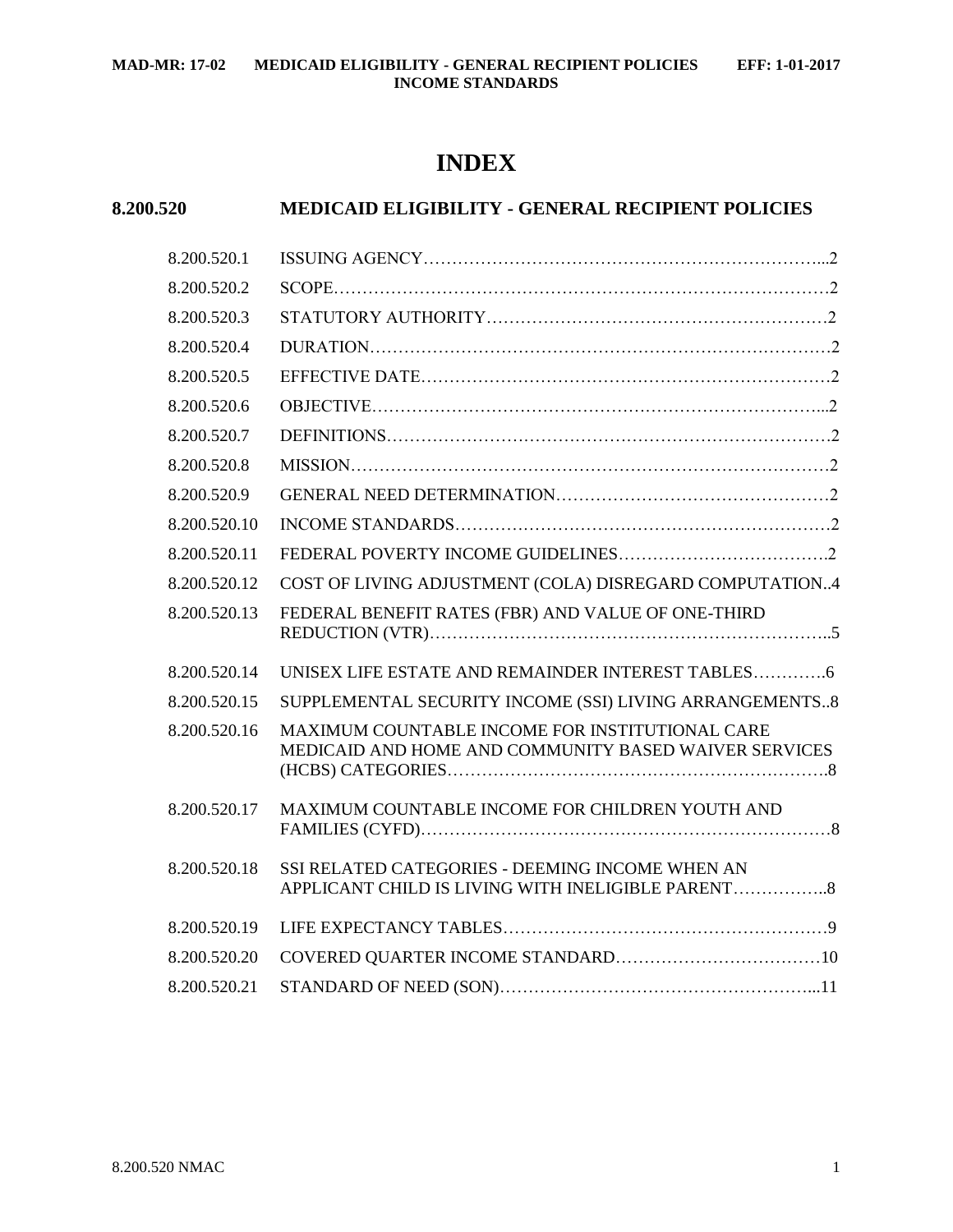# INDEX

## 8.200.520 MEDICAID ELIGIBILITY - GENERAL RECIPIENT POLICIES

| | | |
|---|---|---|
| 8.200.520.1 | ISSUING AGENCY | 2 |
| 8.200.520.2 | SCOPE | 2 |
| 8.200.520.3 | STATUTORY AUTHORITY | 2 |
| 8.200.520.4 | DURATION | 2 |
| 8.200.520.5 | EFFECTIVE DATE | 2 |
| 8.200.520.6 | OBJECTIVE | 2 |
| 8.200.520.7 | DEFINITIONS | 2 |
| 8.200.520.8 | MISSION | 2 |
| 8.200.520.9 | GENERAL NEED DETERMINATION | 2 |
| 8.200.520.10 | INCOME STANDARDS | 2 |
| 8.200.520.11 | FEDERAL POVERTY INCOME GUIDELINES | 2 |
| 8.200.520.12 | COST OF LIVING ADJUSTMENT (COLA) DISREGARD COMPUTATION | 4 |
| 8.200.520.13 | FEDERAL BENEFIT RATES (FBR) AND VALUE OF ONE-THIRD REDUCTION (VTR) | 5 |
| 8.200.520.14 | UNISEX LIFE ESTATE AND REMAINDER INTEREST TABLES | 6 |
| 8.200.520.15 | SUPPLEMENTAL SECURITY INCOME (SSI) LIVING ARRANGEMENTS | 8 |
| 8.200.520.16 | MAXIMUM COUNTABLE INCOME FOR INSTITUTIONAL CARE MEDICAID AND HOME AND COMMUNITY BASED WAIVER SERVICES (HCBS) CATEGORIES | 8 |
| 8.200.520.17 | MAXIMUM COUNTABLE INCOME FOR CHILDREN YOUTH AND FAMILIES (CYFD) | 8 |
| 8.200.520.18 | SSI RELATED CATEGORIES - DEEMING INCOME WHEN AN APPLICANT CHILD IS LIVING WITH INELIGIBLE PARENT | 8 |
| 8.200.520.19 | LIFE EXPECTANCY TABLES | 9 |
| 8.200.520.20 | COVERED QUARTER INCOME STANDARD | 10 |
| 8.200.520.21 | STANDARD OF NEED (SON) | 11 |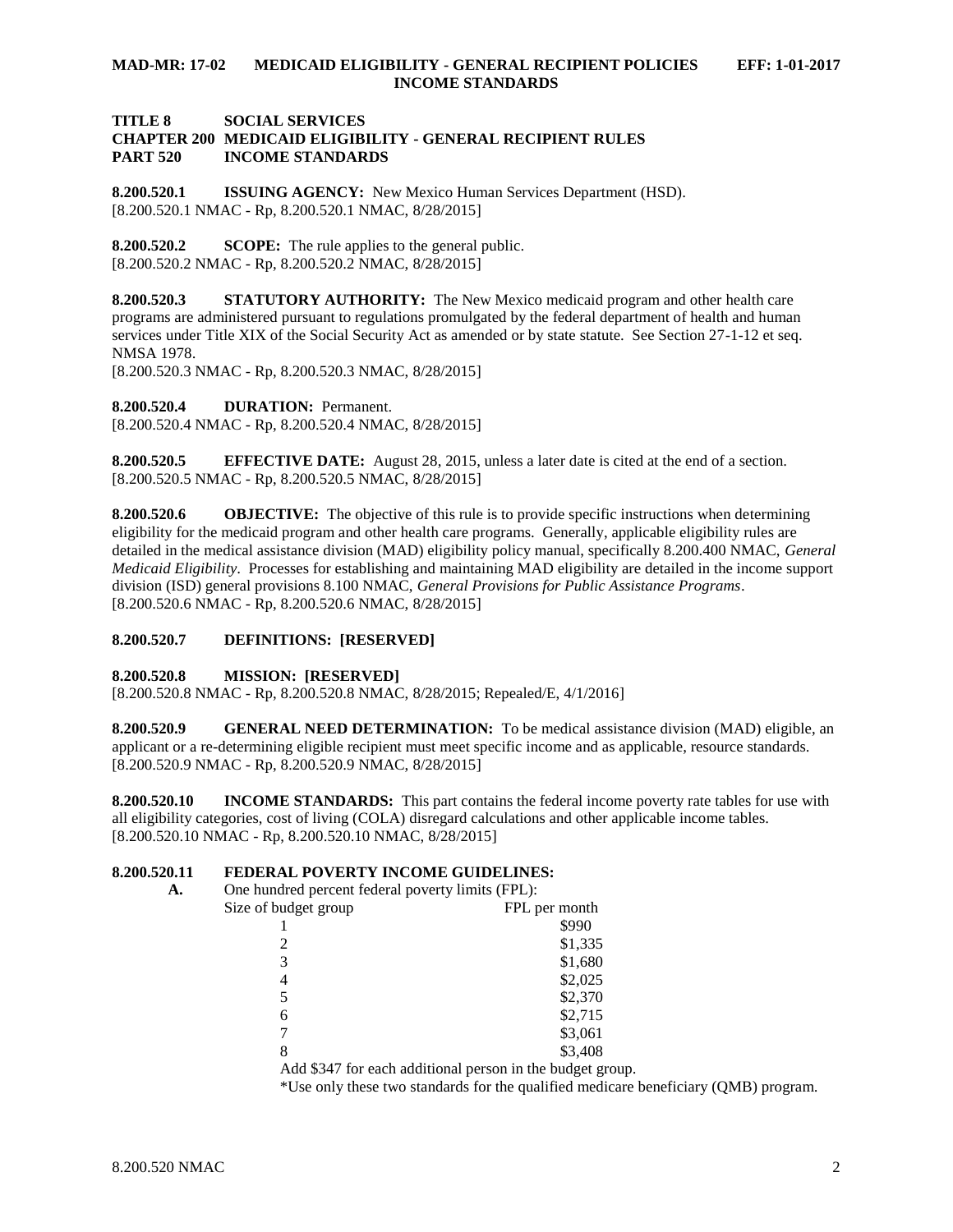**TITLE 8 SOCIAL SERVICES**
**CHAPTER 200 MEDICAID ELIGIBILITY - GENERAL RECIPIENT RULES**
**PART 520 INCOME STANDARDS**

**8.200.520.1 ISSUING AGENCY:** New Mexico Human Services Department (HSD).
[8.200.520.1 NMAC - Rp, 8.200.520.1 NMAC, 8/28/2015]

**8.200.520.2 SCOPE:** The rule applies to the general public.
[8.200.520.2 NMAC - Rp, 8.200.520.2 NMAC, 8/28/2015]

**8.200.520.3 STATUTORY AUTHORITY:** The New Mexico medicaid program and other health care programs are administered pursuant to regulations promulgated by the federal department of health and human services under Title XIX of the Social Security Act as amended or by state statute. See Section 27-1-12 et seq. NMSA 1978.
[8.200.520.3 NMAC - Rp, 8.200.520.3 NMAC, 8/28/2015]

**8.200.520.4 DURATION:** Permanent.
[8.200.520.4 NMAC - Rp, 8.200.520.4 NMAC, 8/28/2015]

**8.200.520.5 EFFECTIVE DATE:** August 28, 2015, unless a later date is cited at the end of a section.
[8.200.520.5 NMAC - Rp, 8.200.520.5 NMAC, 8/28/2015]

**8.200.520.6 OBJECTIVE:** The objective of this rule is to provide specific instructions when determining eligibility for the medicaid program and other health care programs. Generally, applicable eligibility rules are detailed in the medical assistance division (MAD) eligibility policy manual, specifically 8.200.400 NMAC, *General Medicaid Eligibility*. Processes for establishing and maintaining MAD eligibility are detailed in the income support division (ISD) general provisions 8.100 NMAC, *General Provisions for Public Assistance Programs*.
[8.200.520.6 NMAC - Rp, 8.200.520.6 NMAC, 8/28/2015]

**8.200.520.7 DEFINITIONS: [RESERVED]**

**8.200.520.8 MISSION: [RESERVED]**
[8.200.520.8 NMAC - Rp, 8.200.520.8 NMAC, 8/28/2015; Repealed/E, 4/1/2016]

**8.200.520.9 GENERAL NEED DETERMINATION:** To be medical assistance division (MAD) eligible, an applicant or a re-determining eligible recipient must meet specific income and as applicable, resource standards.
[8.200.520.9 NMAC - Rp, 8.200.520.9 NMAC, 8/28/2015]

**8.200.520.10 INCOME STANDARDS:** This part contains the federal income poverty rate tables for use with all eligibility categories, cost of living (COLA) disregard calculations and other applicable income tables.
[8.200.520.10 NMAC - Rp, 8.200.520.10 NMAC, 8/28/2015]

**8.200.520.11 FEDERAL POVERTY INCOME GUIDELINES:**

**A.** One hundred percent federal poverty limits (FPL):

| Size of budget group | FPL per month |
|---|---|
| 1 | $990 |
| 2 | $1,335 |
| 3 | $1,680 |
| 4 | $2,025 |
| 5 | $2,370 |
| 6 | $2,715 |
| 7 | $3,061 |
| 8 | $3,408 |

Add $347 for each additional person in the budget group.

*Use only these two standards for the qualified medicare beneficiary (QMB) program.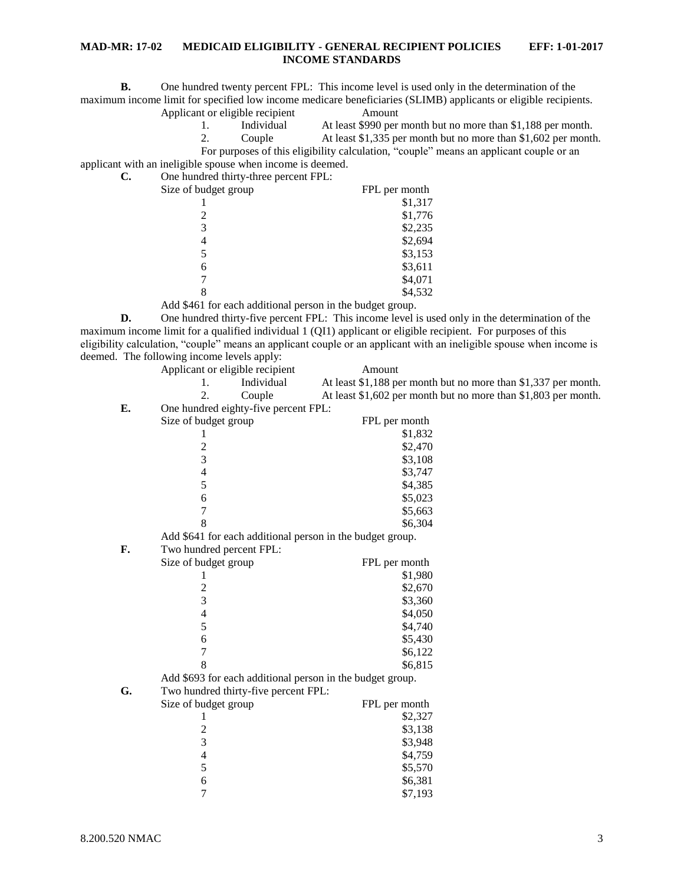**B.** One hundred twenty percent FPL: This income level is used only in the determination of the maximum income limit for specified low income medicare beneficiaries (SLIMB) applicants or eligible recipients.

| Applicant or eligible recipient | Amount |
|---|---|
| 1. Individual | At least $990 per month but no more than $1,188 per month. |
| 2. Couple | At least $1,335 per month but no more than $1,602 per month. |

For purposes of this eligibility calculation, "couple" means an applicant couple or an applicant with an ineligible spouse when income is deemed.

**C.** One hundred thirty-three percent FPL:

| Size of budget group | FPL per month |
|---|---|
| 1 | $1,317 |
| 2 | $1,776 |
| 3 | $2,235 |
| 4 | $2,694 |
| 5 | $3,153 |
| 6 | $3,611 |
| 7 | $4,071 |
| 8 | $4,532 |

Add $461 for each additional person in the budget group.

**D.** One hundred thirty-five percent FPL: This income level is used only in the determination of the maximum income limit for a qualified individual 1 (QI1) applicant or eligible recipient. For purposes of this eligibility calculation, "couple" means an applicant couple or an applicant with an ineligible spouse when income is deemed. The following income levels apply:

| Applicant or eligible recipient | Amount |
|---|---|
| 1. Individual | At least $1,188 per month but no more than $1,337 per month. |
| 2. Couple | At least $1,602 per month but no more than $1,803 per month. |

**E.** One hundred eighty-five percent FPL:

| Size of budget group | FPL per month |
|---|---|
| 1 | $1,832 |
| 2 | $2,470 |
| 3 | $3,108 |
| 4 | $3,747 |
| 5 | $4,385 |
| 6 | $5,023 |
| 7 | $5,663 |
| 8 | $6,304 |

Add $641 for each additional person in the budget group.

**F.** Two hundred percent FPL:

| Size of budget group | FPL per month |
|---|---|
| 1 | $1,980 |
| 2 | $2,670 |
| 3 | $3,360 |
| 4 | $4,050 |
| 5 | $4,740 |
| 6 | $5,430 |
| 7 | $6,122 |
| 8 | $6,815 |

Add $693 for each additional person in the budget group.

**G.** Two hundred thirty-five percent FPL:

| Size of budget group | FPL per month |
|---|---|
| 1 | $2,327 |
| 2 | $3,138 |
| 3 | $3,948 |
| 4 | $4,759 |
| 5 | $5,570 |
| 6 | $6,381 |
| 7 | $7,193 |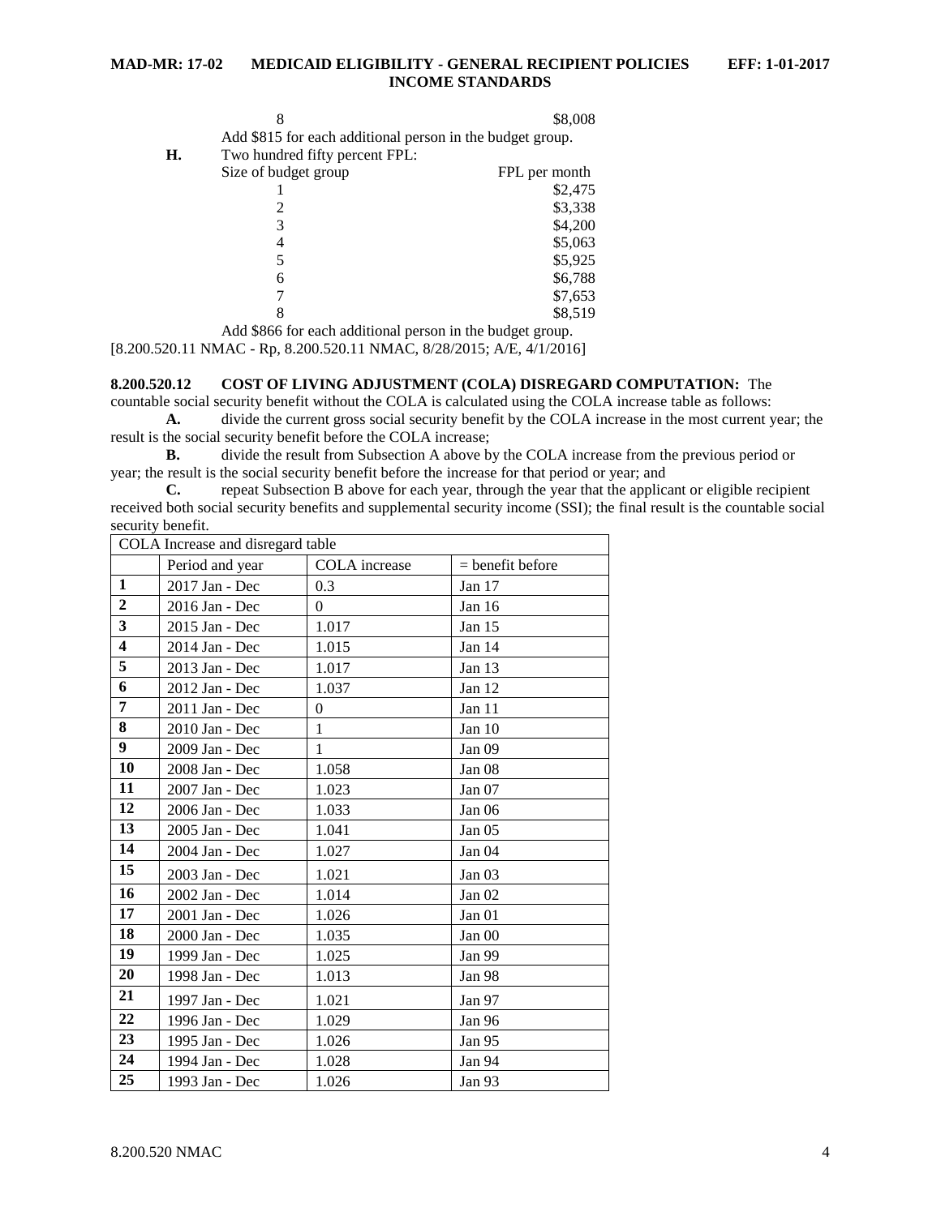| | |
|---|---|
| 8 | $8,008 |

Add $815 for each additional person in the budget group.

**H.** Two hundred fifty percent FPL:

| Size of budget group | FPL per month |
|---|---|
| 1 | $2,475 |
| 2 | $3,338 |
| 3 | $4,200 |
| 4 | $5,063 |
| 5 | $5,925 |
| 6 | $6,788 |
| 7 | $7,653 |
| 8 | $8,519 |

Add $866 for each additional person in the budget group.

[8.200.520.11 NMAC - Rp, 8.200.520.11 NMAC, 8/28/2015; A/E, 4/1/2016]

**8.200.520.12 COST OF LIVING ADJUSTMENT (COLA) DISREGARD COMPUTATION:** The countable social security benefit without the COLA is calculated using the COLA increase table as follows:

**A.** divide the current gross social security benefit by the COLA increase in the most current year; the result is the social security benefit before the COLA increase;

**B.** divide the result from Subsection A above by the COLA increase from the previous period or year; the result is the social security benefit before the increase for that period or year; and

**C.** repeat Subsection B above for each year, through the year that the applicant or eligible recipient received both social security benefits and supplemental security income (SSI); the final result is the countable social security benefit.

| COLA Increase and disregard table | | | |
|---|---|---|---|
| | Period and year | COLA increase | = benefit before |
| **1** | 2017 Jan - Dec | 0.3 | Jan 17 |
| **2** | 2016 Jan - Dec | 0 | Jan 16 |
| **3** | 2015 Jan - Dec | 1.017 | Jan 15 |
| **4** | 2014 Jan - Dec | 1.015 | Jan 14 |
| **5** | 2013 Jan - Dec | 1.017 | Jan 13 |
| **6** | 2012 Jan - Dec | 1.037 | Jan 12 |
| **7** | 2011 Jan - Dec | 0 | Jan 11 |
| **8** | 2010 Jan - Dec | 1 | Jan 10 |
| **9** | 2009 Jan - Dec | 1 | Jan 09 |
| **10** | 2008 Jan - Dec | 1.058 | Jan 08 |
| **11** | 2007 Jan - Dec | 1.023 | Jan 07 |
| **12** | 2006 Jan - Dec | 1.033 | Jan 06 |
| **13** | 2005 Jan - Dec | 1.041 | Jan 05 |
| **14** | 2004 Jan - Dec | 1.027 | Jan 04 |
| **15** | 2003 Jan - Dec | 1.021 | Jan 03 |
| **16** | 2002 Jan - Dec | 1.014 | Jan 02 |
| **17** | 2001 Jan - Dec | 1.026 | Jan 01 |
| **18** | 2000 Jan - Dec | 1.035 | Jan 00 |
| **19** | 1999 Jan - Dec | 1.025 | Jan 99 |
| **20** | 1998 Jan - Dec | 1.013 | Jan 98 |
| **21** | 1997 Jan - Dec | 1.021 | Jan 97 |
| **22** | 1996 Jan - Dec | 1.029 | Jan 96 |
| **23** | 1995 Jan - Dec | 1.026 | Jan 95 |
| **24** | 1994 Jan - Dec | 1.028 | Jan 94 |
| **25** | 1993 Jan - Dec | 1.026 | Jan 93 |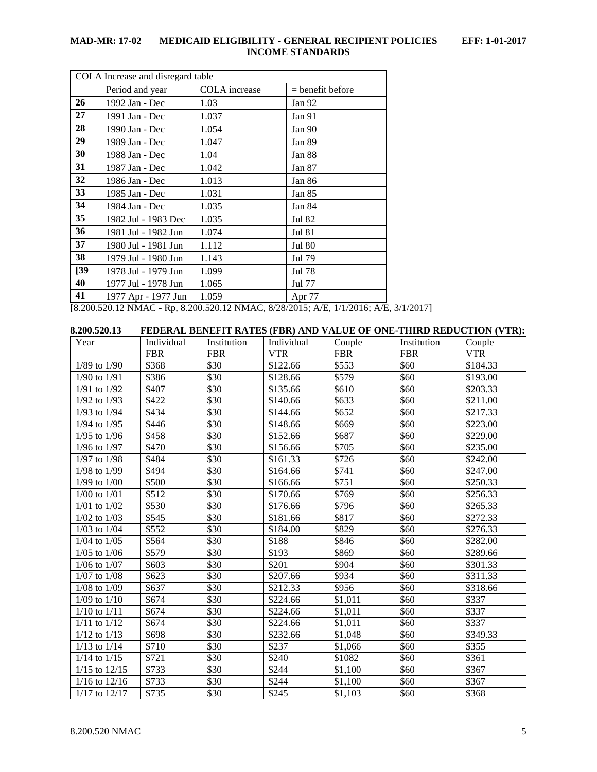| COLA Increase and disregard table | | | |
|---|---|---|---|
| | Period and year | COLA increase | = benefit before |
| **26** | 1992 Jan - Dec | 1.03 | Jan 92 |
| **27** | 1991 Jan - Dec | 1.037 | Jan 91 |
| **28** | 1990 Jan - Dec | 1.054 | Jan 90 |
| **29** | 1989 Jan - Dec | 1.047 | Jan 89 |
| **30** | 1988 Jan - Dec | 1.04 | Jan 88 |
| **31** | 1987 Jan - Dec | 1.042 | Jan 87 |
| **32** | 1986 Jan - Dec | 1.013 | Jan 86 |
| **33** | 1985 Jan - Dec | 1.031 | Jan 85 |
| **34** | 1984 Jan - Dec | 1.035 | Jan 84 |
| **35** | 1982 Jul - 1983 Dec | 1.035 | Jul 82 |
| **36** | 1981 Jul - 1982 Jun | 1.074 | Jul 81 |
| **37** | 1980 Jul - 1981 Jun | 1.112 | Jul 80 |
| **38** | 1979 Jul - 1980 Jun | 1.143 | Jul 79 |
| **[39** | 1978 Jul - 1979 Jun | 1.099 | Jul 78 |
| **40** | 1977 Jul - 1978 Jun | 1.065 | Jul 77 |
| **41** | 1977 Apr - 1977 Jun | 1.059 | Apr 77 |

[8.200.520.12 NMAC - Rp, 8.200.520.12 NMAC, 8/28/2015; A/E, 1/1/2016; A/E, 3/1/2017]

**8.200.520.13 FEDERAL BENEFIT RATES (FBR) AND VALUE OF ONE-THIRD REDUCTION (VTR):**

| Year | Individual | Institution | Individual | Couple | Institution | Couple |
|---|---|---|---|---|---|---|
| | FBR | FBR | VTR | FBR | FBR | VTR |
| 1/89 to 1/90 | $368 | $30 | $122.66 | $553 | $60 | $184.33 |
| 1/90 to 1/91 | $386 | $30 | $128.66 | $579 | $60 | $193.00 |
| 1/91 to 1/92 | $407 | $30 | $135.66 | $610 | $60 | $203.33 |
| 1/92 to 1/93 | $422 | $30 | $140.66 | $633 | $60 | $211.00 |
| 1/93 to 1/94 | $434 | $30 | $144.66 | $652 | $60 | $217.33 |
| 1/94 to 1/95 | $446 | $30 | $148.66 | $669 | $60 | $223.00 |
| 1/95 to 1/96 | $458 | $30 | $152.66 | $687 | $60 | $229.00 |
| 1/96 to 1/97 | $470 | $30 | $156.66 | $705 | $60 | $235.00 |
| 1/97 to 1/98 | $484 | $30 | $161.33 | $726 | $60 | $242.00 |
| 1/98 to 1/99 | $494 | $30 | $164.66 | $741 | $60 | $247.00 |
| 1/99 to 1/00 | $500 | $30 | $166.66 | $751 | $60 | $250.33 |
| 1/00 to 1/01 | $512 | $30 | $170.66 | $769 | $60 | $256.33 |
| 1/01 to 1/02 | $530 | $30 | $176.66 | $796 | $60 | $265.33 |
| 1/02 to 1/03 | $545 | $30 | $181.66 | $817 | $60 | $272.33 |
| 1/03 to 1/04 | $552 | $30 | $184.00 | $829 | $60 | $276.33 |
| 1/04 to 1/05 | $564 | $30 | $188 | $846 | $60 | $282.00 |
| 1/05 to 1/06 | $579 | $30 | $193 | $869 | $60 | $289.66 |
| 1/06 to 1/07 | $603 | $30 | $201 | $904 | $60 | $301.33 |
| 1/07 to 1/08 | $623 | $30 | $207.66 | $934 | $60 | $311.33 |
| 1/08 to 1/09 | $637 | $30 | $212.33 | $956 | $60 | $318.66 |
| 1/09 to 1/10 | $674 | $30 | $224.66 | $1,011 | $60 | $337 |
| 1/10 to 1/11 | $674 | $30 | $224.66 | $1,011 | $60 | $337 |
| 1/11 to 1/12 | $674 | $30 | $224.66 | $1,011 | $60 | $337 |
| 1/12 to 1/13 | $698 | $30 | $232.66 | $1,048 | $60 | $349.33 |
| 1/13 to 1/14 | $710 | $30 | $237 | $1,066 | $60 | $355 |
| 1/14 to 1/15 | $721 | $30 | $240 | $1082 | $60 | $361 |
| 1/15 to 12/15 | $733 | $30 | $244 | $1,100 | $60 | $367 |
| 1/16 to 12/16 | $733 | $30 | $244 | $1,100 | $60 | $367 |
| 1/17 to 12/17 | $735 | $30 | $245 | $1,103 | $60 | $368 |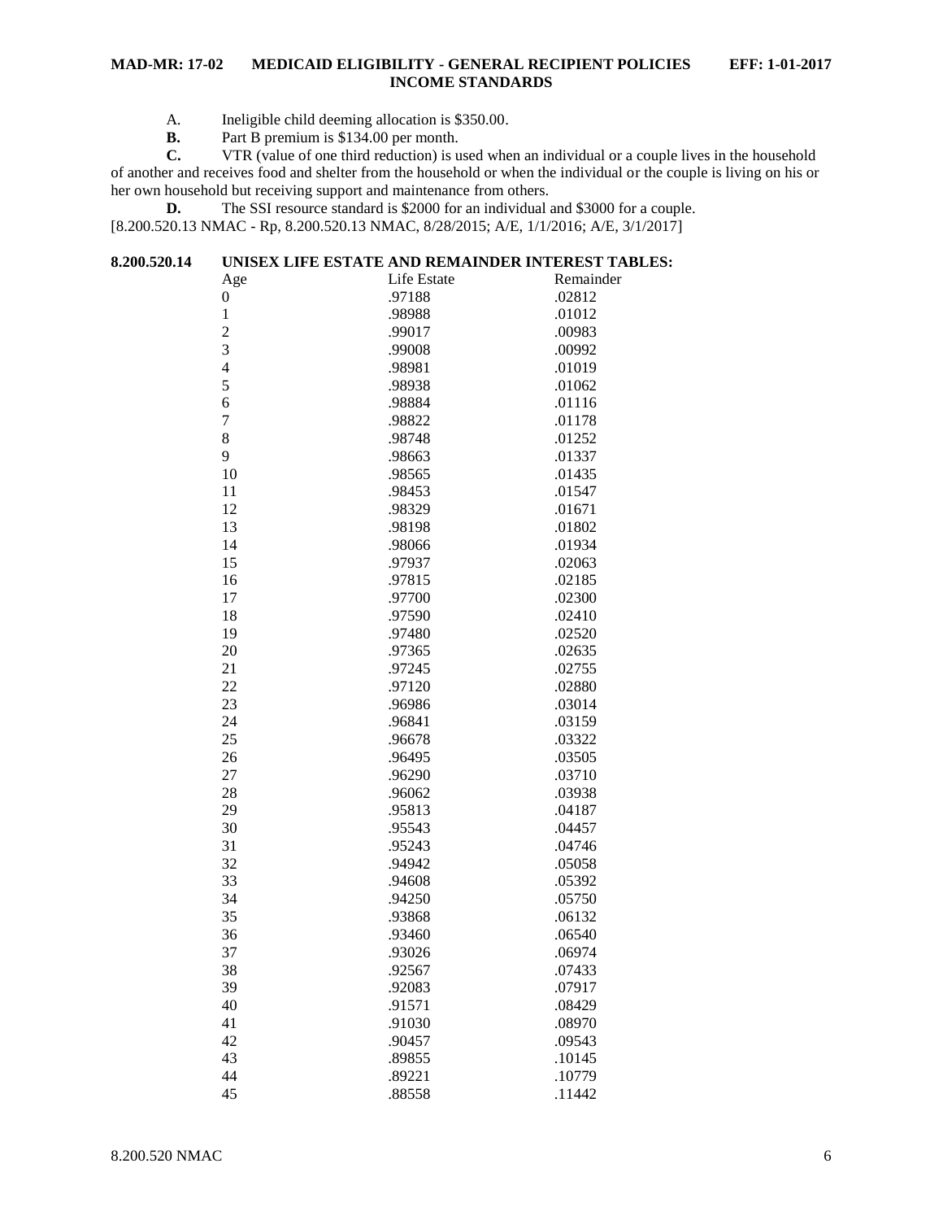A. Ineligible child deeming allocation is $350.00.

**B.** Part B premium is $134.00 per month.

**C.** VTR (value of one third reduction) is used when an individual or a couple lives in the household of another and receives food and shelter from the household or when the individual or the couple is living on his or her own household but receiving support and maintenance from others.

**D.** The SSI resource standard is $2000 for an individual and $3000 for a couple.

[8.200.520.13 NMAC - Rp, 8.200.520.13 NMAC, 8/28/2015; A/E, 1/1/2016; A/E, 3/1/2017]

**8.200.520.14 UNISEX LIFE ESTATE AND REMAINDER INTEREST TABLES:**

| Age | Life Estate | Remainder |
|---|---|---|
| 0 | .97188 | .02812 |
| 1 | .98988 | .01012 |
| 2 | .99017 | .00983 |
| 3 | .99008 | .00992 |
| 4 | .98981 | .01019 |
| 5 | .98938 | .01062 |
| 6 | .98884 | .01116 |
| 7 | .98822 | .01178 |
| 8 | .98748 | .01252 |
| 9 | .98663 | .01337 |
| 10 | .98565 | .01435 |
| 11 | .98453 | .01547 |
| 12 | .98329 | .01671 |
| 13 | .98198 | .01802 |
| 14 | .98066 | .01934 |
| 15 | .97937 | .02063 |
| 16 | .97815 | .02185 |
| 17 | .97700 | .02300 |
| 18 | .97590 | .02410 |
| 19 | .97480 | .02520 |
| 20 | .97365 | .02635 |
| 21 | .97245 | .02755 |
| 22 | .97120 | .02880 |
| 23 | .96986 | .03014 |
| 24 | .96841 | .03159 |
| 25 | .96678 | .03322 |
| 26 | .96495 | .03505 |
| 27 | .96290 | .03710 |
| 28 | .96062 | .03938 |
| 29 | .95813 | .04187 |
| 30 | .95543 | .04457 |
| 31 | .95243 | .04746 |
| 32 | .94942 | .05058 |
| 33 | .94608 | .05392 |
| 34 | .94250 | .05750 |
| 35 | .93868 | .06132 |
| 36 | .93460 | .06540 |
| 37 | .93026 | .06974 |
| 38 | .92567 | .07433 |
| 39 | .92083 | .07917 |
| 40 | .91571 | .08429 |
| 41 | .91030 | .08970 |
| 42 | .90457 | .09543 |
| 43 | .89855 | .10145 |
| 44 | .89221 | .10779 |
| 45 | .88558 | .11442 |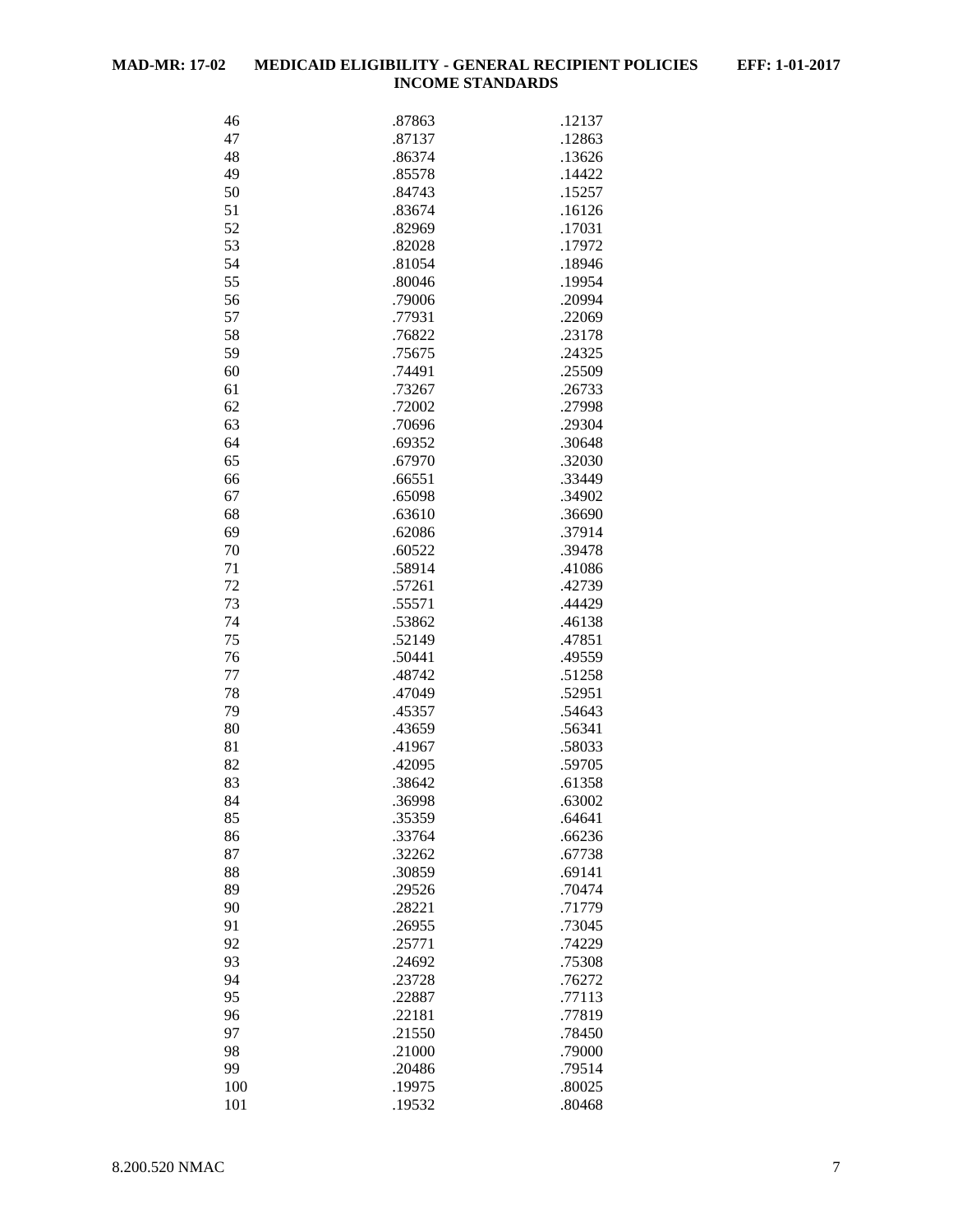| | | |
|---|---|---|
| 46 | .87863 | .12137 |
| 47 | .87137 | .12863 |
| 48 | .86374 | .13626 |
| 49 | .85578 | .14422 |
| 50 | .84743 | .15257 |
| 51 | .83674 | .16126 |
| 52 | .82969 | .17031 |
| 53 | .82028 | .17972 |
| 54 | .81054 | .18946 |
| 55 | .80046 | .19954 |
| 56 | .79006 | .20994 |
| 57 | .77931 | .22069 |
| 58 | .76822 | .23178 |
| 59 | .75675 | .24325 |
| 60 | .74491 | .25509 |
| 61 | .73267 | .26733 |
| 62 | .72002 | .27998 |
| 63 | .70696 | .29304 |
| 64 | .69352 | .30648 |
| 65 | .67970 | .32030 |
| 66 | .66551 | .33449 |
| 67 | .65098 | .34902 |
| 68 | .63610 | .36690 |
| 69 | .62086 | .37914 |
| 70 | .60522 | .39478 |
| 71 | .58914 | .41086 |
| 72 | .57261 | .42739 |
| 73 | .55571 | .44429 |
| 74 | .53862 | .46138 |
| 75 | .52149 | .47851 |
| 76 | .50441 | .49559 |
| 77 | .48742 | .51258 |
| 78 | .47049 | .52951 |
| 79 | .45357 | .54643 |
| 80 | .43659 | .56341 |
| 81 | .41967 | .58033 |
| 82 | .42095 | .59705 |
| 83 | .38642 | .61358 |
| 84 | .36998 | .63002 |
| 85 | .35359 | .64641 |
| 86 | .33764 | .66236 |
| 87 | .32262 | .67738 |
| 88 | .30859 | .69141 |
| 89 | .29526 | .70474 |
| 90 | .28221 | .71779 |
| 91 | .26955 | .73045 |
| 92 | .25771 | .74229 |
| 93 | .24692 | .75308 |
| 94 | .23728 | .76272 |
| 95 | .22887 | .77113 |
| 96 | .22181 | .77819 |
| 97 | .21550 | .78450 |
| 98 | .21000 | .79000 |
| 99 | .20486 | .79514 |
| 100 | .19975 | .80025 |
| 101 | .19532 | .80468 |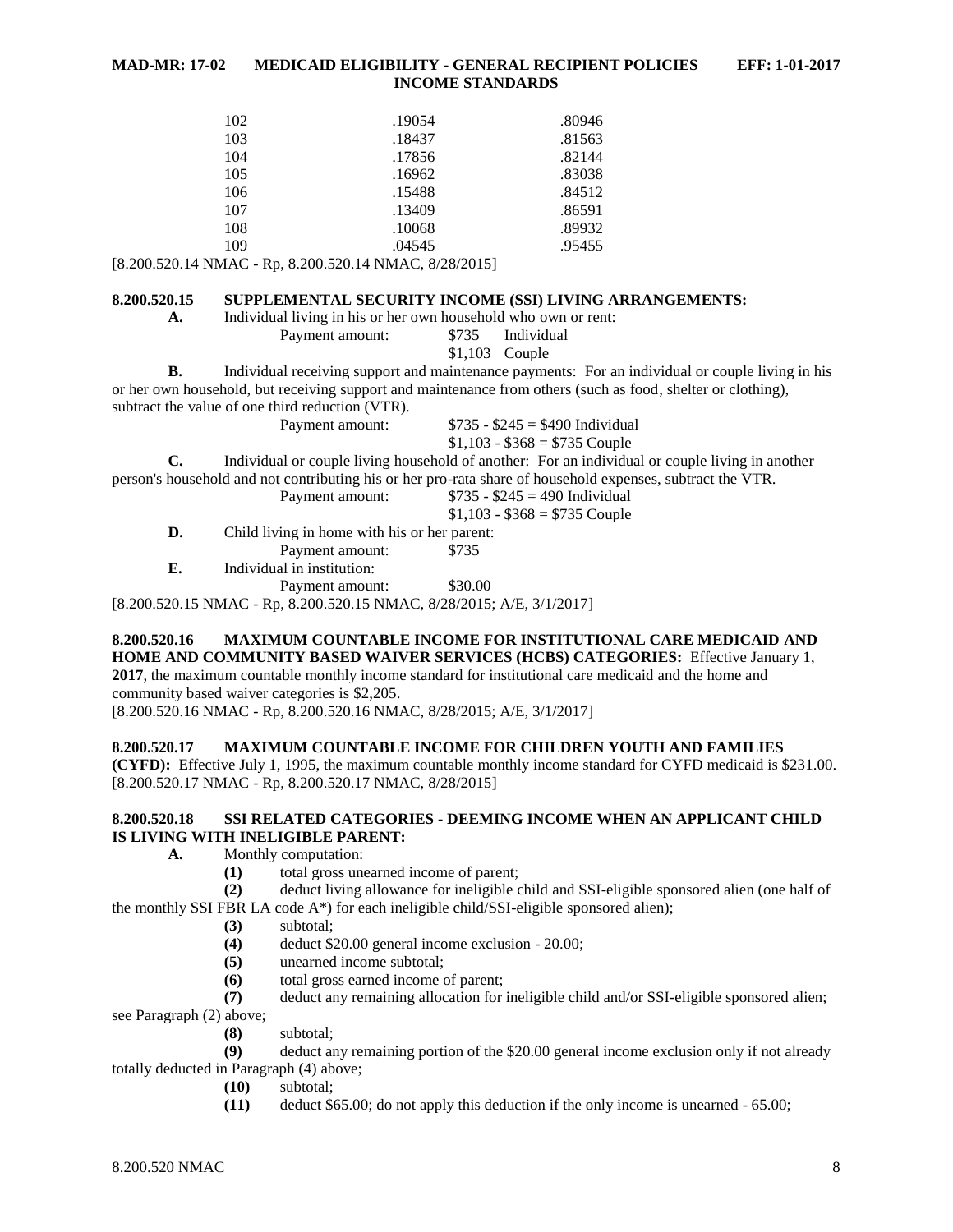| | | |
|---|---|---|
| 102 | .19054 | .80946 |
| 103 | .18437 | .81563 |
| 104 | .17856 | .82144 |
| 105 | .16962 | .83038 |
| 106 | .15488 | .84512 |
| 107 | .13409 | .86591 |
| 108 | .10068 | .89932 |
| 109 | .04545 | .95455 |

[8.200.520.14 NMAC - Rp, 8.200.520.14 NMAC, 8/28/2015]

**8.200.520.15 SUPPLEMENTAL SECURITY INCOME (SSI) LIVING ARRANGEMENTS:**

**A.** Individual living in his or her own household who own or rent:

Payment amount: $735 Individual
$1,103 Couple

**B.** Individual receiving support and maintenance payments: For an individual or couple living in his or her own household, but receiving support and maintenance from others (such as food, shelter or clothing), subtract the value of one third reduction (VTR).

Payment amount: $735 - $245 = $490 Individual
$1,103 - $368 = $735 Couple

**C.** Individual or couple living household of another: For an individual or couple living in another person's household and not contributing his or her pro-rata share of household expenses, subtract the VTR.

Payment amount: $735 - $245 = 490 Individual
$1,103 - $368 = $735 Couple

**D.** Child living in home with his or her parent:

Payment amount: $735

**E.** Individual in institution:

Payment amount: $30.00

[8.200.520.15 NMAC - Rp, 8.200.520.15 NMAC, 8/28/2015; A/E, 3/1/2017]

**8.200.520.16 MAXIMUM COUNTABLE INCOME FOR INSTITUTIONAL CARE MEDICAID AND HOME AND COMMUNITY BASED WAIVER SERVICES (HCBS) CATEGORIES:** Effective January 1, **2017**, the maximum countable monthly income standard for institutional care medicaid and the home and community based waiver categories is $2,205.
[8.200.520.16 NMAC - Rp, 8.200.520.16 NMAC, 8/28/2015; A/E, 3/1/2017]

**8.200.520.17 MAXIMUM COUNTABLE INCOME FOR CHILDREN YOUTH AND FAMILIES (CYFD):** Effective July 1, 1995, the maximum countable monthly income standard for CYFD medicaid is $231.00.
[8.200.520.17 NMAC - Rp, 8.200.520.17 NMAC, 8/28/2015]

**8.200.520.18 SSI RELATED CATEGORIES - DEEMING INCOME WHEN AN APPLICANT CHILD IS LIVING WITH INELIGIBLE PARENT:**

**A.** Monthly computation:

**(1)** total gross unearned income of parent;

**(2)** deduct living allowance for ineligible child and SSI-eligible sponsored alien (one half of the monthly SSI FBR LA code A*) for each ineligible child/SSI-eligible sponsored alien);

**(3)** subtotal;

**(4)** deduct $20.00 general income exclusion - 20.00;

**(5)** unearned income subtotal;

**(6)** total gross earned income of parent;

**(7)** deduct any remaining allocation for ineligible child and/or SSI-eligible sponsored alien; see Paragraph (2) above;

**(8)** subtotal;

**(9)** deduct any remaining portion of the $20.00 general income exclusion only if not already totally deducted in Paragraph (4) above;

**(10)** subtotal;

**(11)** deduct $65.00; do not apply this deduction if the only income is unearned - 65.00;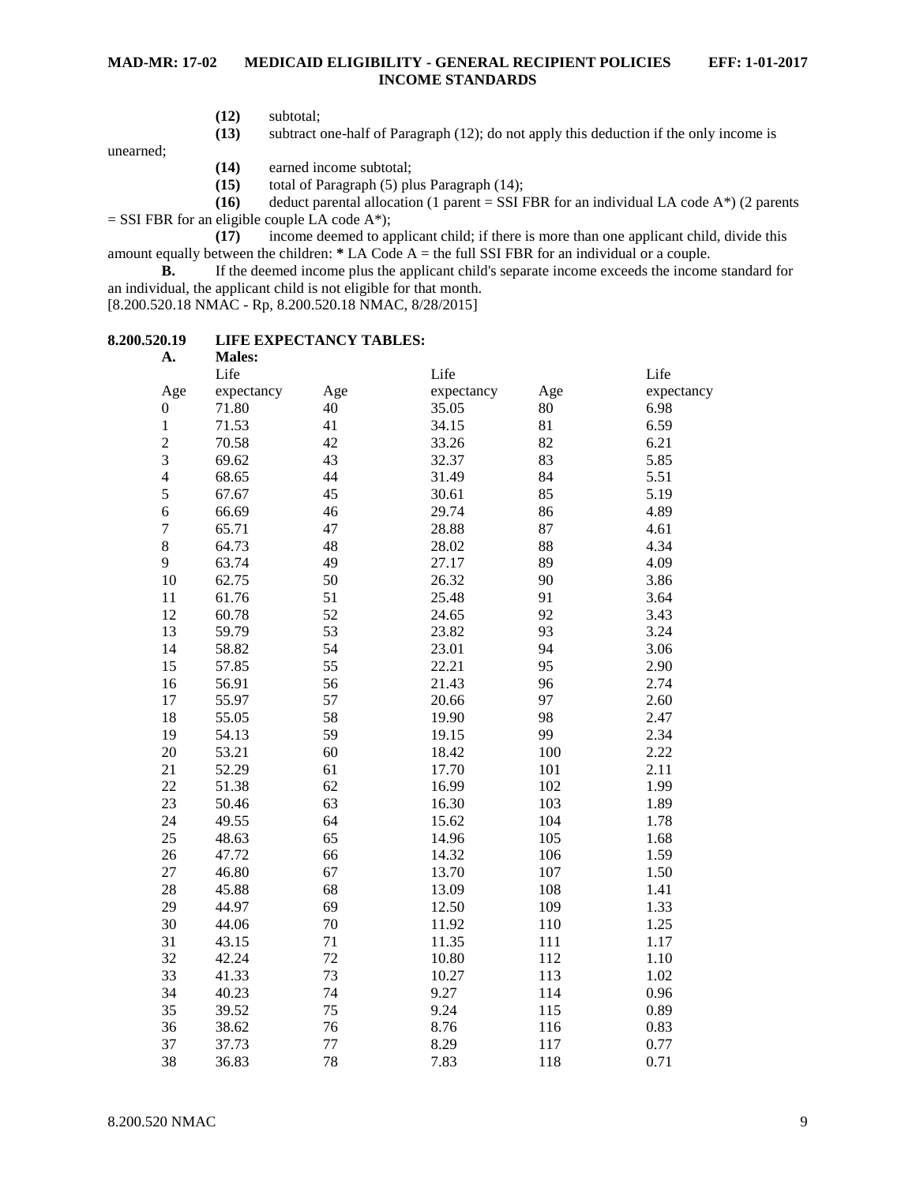**(12)** subtotal;

**(13)** subtract one-half of Paragraph (12); do not apply this deduction if the only income is unearned;

**(14)** earned income subtotal;

**(15)** total of Paragraph (5) plus Paragraph (14);

**(16)** deduct parental allocation (1 parent = SSI FBR for an individual LA code A*) (2 parents = SSI FBR for an eligible couple LA code A*);

**(17)** income deemed to applicant child; if there is more than one applicant child, divide this amount equally between the children: **\*** LA Code A = the full SSI FBR for an individual or a couple.

**B.** If the deemed income plus the applicant child's separate income exceeds the income standard for an individual, the applicant child is not eligible for that month.

[8.200.520.18 NMAC - Rp, 8.200.520.18 NMAC, 8/28/2015]

**8.200.520.19 LIFE EXPECTANCY TABLES:**

**A. Males:**

| Age | Life expectancy | Age | Life expectancy | Age | Life expectancy |
|---|---|---|---|---|---|
| 0 | 71.80 | 40 | 35.05 | 80 | 6.98 |
| 1 | 71.53 | 41 | 34.15 | 81 | 6.59 |
| 2 | 70.58 | 42 | 33.26 | 82 | 6.21 |
| 3 | 69.62 | 43 | 32.37 | 83 | 5.85 |
| 4 | 68.65 | 44 | 31.49 | 84 | 5.51 |
| 5 | 67.67 | 45 | 30.61 | 85 | 5.19 |
| 6 | 66.69 | 46 | 29.74 | 86 | 4.89 |
| 7 | 65.71 | 47 | 28.88 | 87 | 4.61 |
| 8 | 64.73 | 48 | 28.02 | 88 | 4.34 |
| 9 | 63.74 | 49 | 27.17 | 89 | 4.09 |
| 10 | 62.75 | 50 | 26.32 | 90 | 3.86 |
| 11 | 61.76 | 51 | 25.48 | 91 | 3.64 |
| 12 | 60.78 | 52 | 24.65 | 92 | 3.43 |
| 13 | 59.79 | 53 | 23.82 | 93 | 3.24 |
| 14 | 58.82 | 54 | 23.01 | 94 | 3.06 |
| 15 | 57.85 | 55 | 22.21 | 95 | 2.90 |
| 16 | 56.91 | 56 | 21.43 | 96 | 2.74 |
| 17 | 55.97 | 57 | 20.66 | 97 | 2.60 |
| 18 | 55.05 | 58 | 19.90 | 98 | 2.47 |
| 19 | 54.13 | 59 | 19.15 | 99 | 2.34 |
| 20 | 53.21 | 60 | 18.42 | 100 | 2.22 |
| 21 | 52.29 | 61 | 17.70 | 101 | 2.11 |
| 22 | 51.38 | 62 | 16.99 | 102 | 1.99 |
| 23 | 50.46 | 63 | 16.30 | 103 | 1.89 |
| 24 | 49.55 | 64 | 15.62 | 104 | 1.78 |
| 25 | 48.63 | 65 | 14.96 | 105 | 1.68 |
| 26 | 47.72 | 66 | 14.32 | 106 | 1.59 |
| 27 | 46.80 | 67 | 13.70 | 107 | 1.50 |
| 28 | 45.88 | 68 | 13.09 | 108 | 1.41 |
| 29 | 44.97 | 69 | 12.50 | 109 | 1.33 |
| 30 | 44.06 | 70 | 11.92 | 110 | 1.25 |
| 31 | 43.15 | 71 | 11.35 | 111 | 1.17 |
| 32 | 42.24 | 72 | 10.80 | 112 | 1.10 |
| 33 | 41.33 | 73 | 10.27 | 113 | 1.02 |
| 34 | 40.23 | 74 | 9.27 | 114 | 0.96 |
| 35 | 39.52 | 75 | 9.24 | 115 | 0.89 |
| 36 | 38.62 | 76 | 8.76 | 116 | 0.83 |
| 37 | 37.73 | 77 | 8.29 | 117 | 0.77 |
| 38 | 36.83 | 78 | 7.83 | 118 | 0.71 |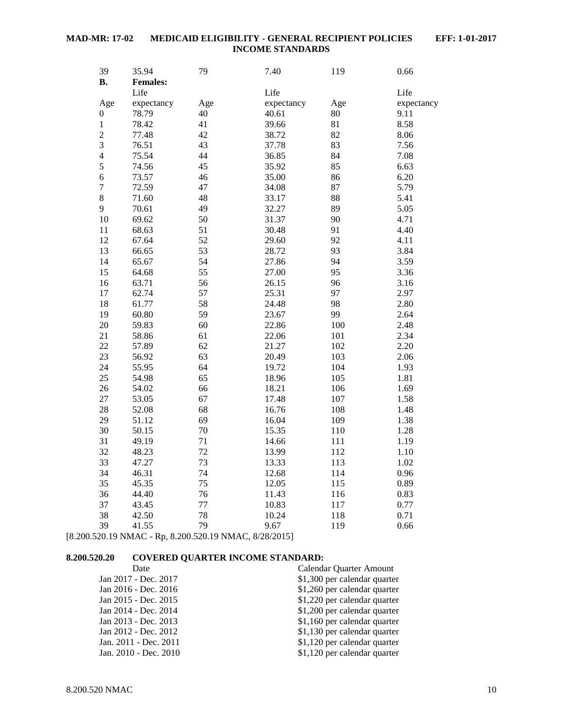| 39 | 35.94 | 79 | 7.40 | 119 | 0.66 |
|---|---|---|---|---|---|

**B.** **Females:**

| Age | Life expectancy | Age | Life expectancy | Age | Life expectancy |
|---|---|---|---|---|---|
| 0 | 78.79 | 40 | 40.61 | 80 | 9.11 |
| 1 | 78.42 | 41 | 39.66 | 81 | 8.58 |
| 2 | 77.48 | 42 | 38.72 | 82 | 8.06 |
| 3 | 76.51 | 43 | 37.78 | 83 | 7.56 |
| 4 | 75.54 | 44 | 36.85 | 84 | 7.08 |
| 5 | 74.56 | 45 | 35.92 | 85 | 6.63 |
| 6 | 73.57 | 46 | 35.00 | 86 | 6.20 |
| 7 | 72.59 | 47 | 34.08 | 87 | 5.79 |
| 8 | 71.60 | 48 | 33.17 | 88 | 5.41 |
| 9 | 70.61 | 49 | 32.27 | 89 | 5.05 |
| 10 | 69.62 | 50 | 31.37 | 90 | 4.71 |
| 11 | 68.63 | 51 | 30.48 | 91 | 4.40 |
| 12 | 67.64 | 52 | 29.60 | 92 | 4.11 |
| 13 | 66.65 | 53 | 28.72 | 93 | 3.84 |
| 14 | 65.67 | 54 | 27.86 | 94 | 3.59 |
| 15 | 64.68 | 55 | 27.00 | 95 | 3.36 |
| 16 | 63.71 | 56 | 26.15 | 96 | 3.16 |
| 17 | 62.74 | 57 | 25.31 | 97 | 2.97 |
| 18 | 61.77 | 58 | 24.48 | 98 | 2.80 |
| 19 | 60.80 | 59 | 23.67 | 99 | 2.64 |
| 20 | 59.83 | 60 | 22.86 | 100 | 2.48 |
| 21 | 58.86 | 61 | 22.06 | 101 | 2.34 |
| 22 | 57.89 | 62 | 21.27 | 102 | 2.20 |
| 23 | 56.92 | 63 | 20.49 | 103 | 2.06 |
| 24 | 55.95 | 64 | 19.72 | 104 | 1.93 |
| 25 | 54.98 | 65 | 18.96 | 105 | 1.81 |
| 26 | 54.02 | 66 | 18.21 | 106 | 1.69 |
| 27 | 53.05 | 67 | 17.48 | 107 | 1.58 |
| 28 | 52.08 | 68 | 16.76 | 108 | 1.48 |
| 29 | 51.12 | 69 | 16.04 | 109 | 1.38 |
| 30 | 50.15 | 70 | 15.35 | 110 | 1.28 |
| 31 | 49.19 | 71 | 14.66 | 111 | 1.19 |
| 32 | 48.23 | 72 | 13.99 | 112 | 1.10 |
| 33 | 47.27 | 73 | 13.33 | 113 | 1.02 |
| 34 | 46.31 | 74 | 12.68 | 114 | 0.96 |
| 35 | 45.35 | 75 | 12.05 | 115 | 0.89 |
| 36 | 44.40 | 76 | 11.43 | 116 | 0.83 |
| 37 | 43.45 | 77 | 10.83 | 117 | 0.77 |
| 38 | 42.50 | 78 | 10.24 | 118 | 0.71 |
| 39 | 41.55 | 79 | 9.67 | 119 | 0.66 |

[8.200.520.19 NMAC - Rp, 8.200.520.19 NMAC, 8/28/2015]

**8.200.520.20 COVERED QUARTER INCOME STANDARD:**

| Date | Calendar Quarter Amount |
|---|---|
| Jan 2017 - Dec. 2017 | $1,300 per calendar quarter |
| Jan 2016 - Dec. 2016 | $1,260 per calendar quarter |
| Jan 2015 - Dec. 2015 | $1,220 per calendar quarter |
| Jan 2014 - Dec. 2014 | $1,200 per calendar quarter |
| Jan 2013 - Dec. 2013 | $1,160 per calendar quarter |
| Jan 2012 - Dec. 2012 | $1,130 per calendar quarter |
| Jan. 2011 - Dec. 2011 | $1,120 per calendar quarter |
| Jan. 2010 - Dec. 2010 | $1,120 per calendar quarter |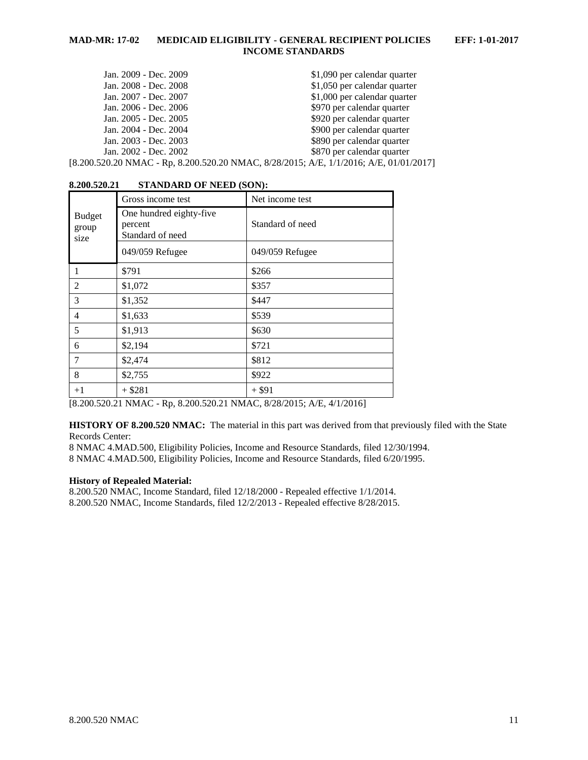| | |
|---|---|
| Jan. 2009 - Dec. 2009 | $1,090 per calendar quarter |
| Jan. 2008 - Dec. 2008 | $1,050 per calendar quarter |
| Jan. 2007 - Dec. 2007 | $1,000 per calendar quarter |
| Jan. 2006 - Dec. 2006 | $970 per calendar quarter |
| Jan. 2005 - Dec. 2005 | $920 per calendar quarter |
| Jan. 2004 - Dec. 2004 | $900 per calendar quarter |
| Jan. 2003 - Dec. 2003 | $890 per calendar quarter |
| Jan. 2002 - Dec. 2002 | $870 per calendar quarter |

[8.200.520.20 NMAC - Rp, 8.200.520.20 NMAC, 8/28/2015; A/E, 1/1/2016; A/E, 01/01/2017]

**8.200.520.21 STANDARD OF NEED (SON):**

| Budget group size | Gross income test | Net income test |
|---|---|---|
| | One hundred eighty-five percent Standard of need | Standard of need |
| | 049/059 Refugee | 049/059 Refugee |
| 1 | $791 | $266 |
| 2 | $1,072 | $357 |
| 3 | $1,352 | $447 |
| 4 | $1,633 | $539 |
| 5 | $1,913 | $630 |
| 6 | $2,194 | $721 |
| 7 | $2,474 | $812 |
| 8 | $2,755 | $922 |
| +1 | + $281 | + $91 |

[8.200.520.21 NMAC - Rp, 8.200.520.21 NMAC, 8/28/2015; A/E, 4/1/2016]

**HISTORY OF 8.200.520 NMAC:** The material in this part was derived from that previously filed with the State Records Center:

8 NMAC 4.MAD.500, Eligibility Policies, Income and Resource Standards, filed 12/30/1994.
8 NMAC 4.MAD.500, Eligibility Policies, Income and Resource Standards, filed 6/20/1995.

**History of Repealed Material:**

8.200.520 NMAC, Income Standard, filed 12/18/2000 - Repealed effective 1/1/2014.
8.200.520 NMAC, Income Standards, filed 12/2/2013 - Repealed effective 8/28/2015.